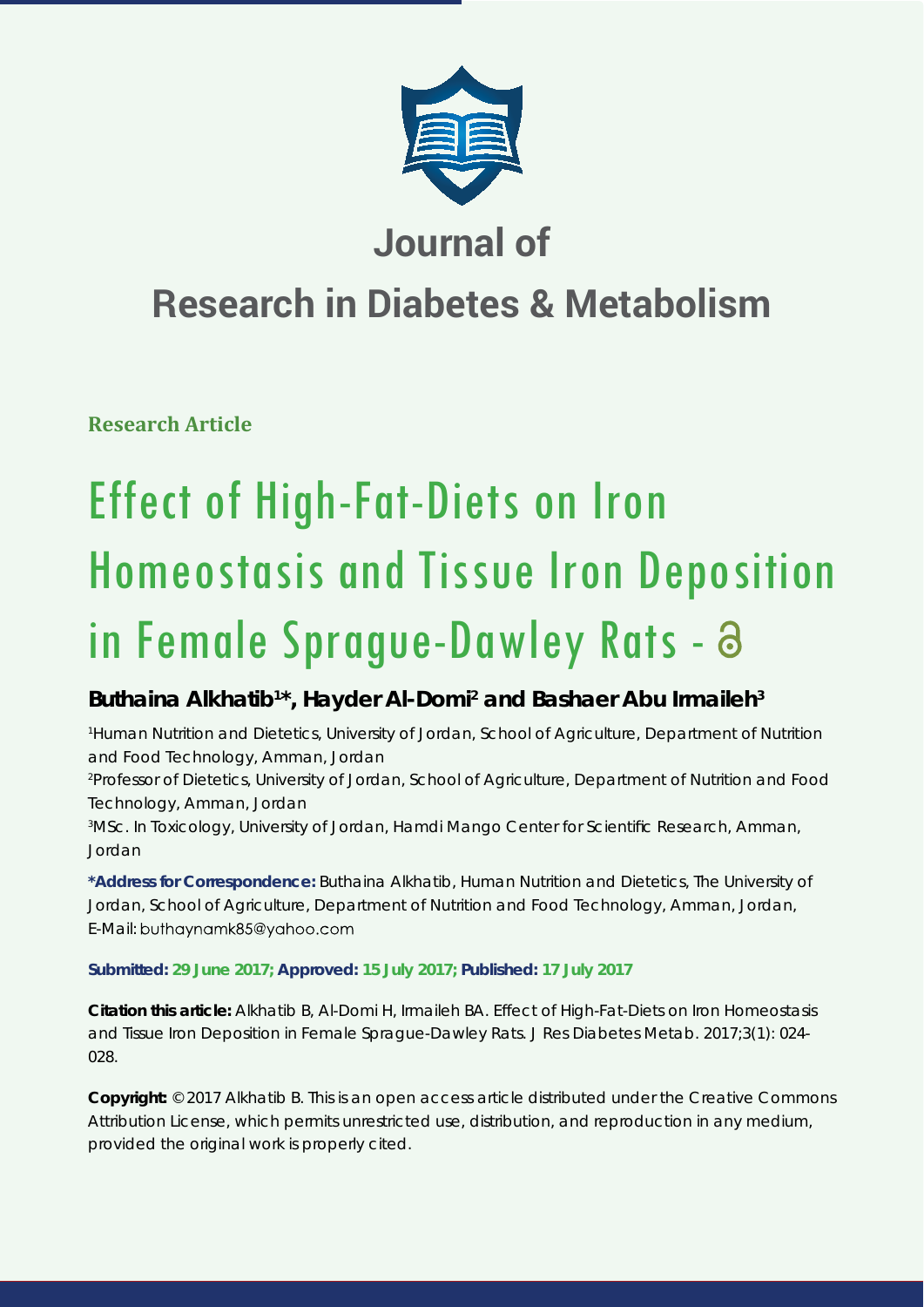# Journal of

# Research in Diabetes & Metabolism

**Research Article**

# Effect of High-Fat-Diets on Iron Homeostasis and Tissue Iron Deposition in Female Sprague-Dawley Rats

**Buthaina Alkhatib[1]*, Hayder Al-Domi[2] and Bashaer Abu Irmaileh[3]**

[1]Human Nutrition and Dietetics, University of Jordan, School of Agriculture, Department of Nutrition and Food Technology, Amman, Jordan

[2]Professor of Dietetics, University of Jordan, School of Agriculture, Department of Nutrition and Food Technology, Amman, Jordan

[3]MSc. In Toxicology, University of Jordan, Hamdi Mango Center for Scientific Research, Amman, Jordan

**\*Address for Correspondence:** Buthaina Alkhatib, Human Nutrition and Dietetics, The University of Jordan, School of Agriculture, Department of Nutrition and Food Technology, Amman, Jordan, E-Mail: buthaynamk85@yahoo.com

**Submitted: 29 June 2017; Approved: 15 July 2017; Published: 17 July 2017**

**Citation this article:** Alkhatib B, Al-Domi H, Irmaileh BA. Effect of High-Fat-Diets on Iron Homeostasis and Tissue Iron Deposition in Female Sprague-Dawley Rats. J Res Diabetes Metab. 2017;3(1): 024-028.

**Copyright:** © 2017 Alkhatib B. This is an open access article distributed under the Creative Commons Attribution License, which permits unrestricted use, distribution, and reproduction in any medium, provided the original work is properly cited.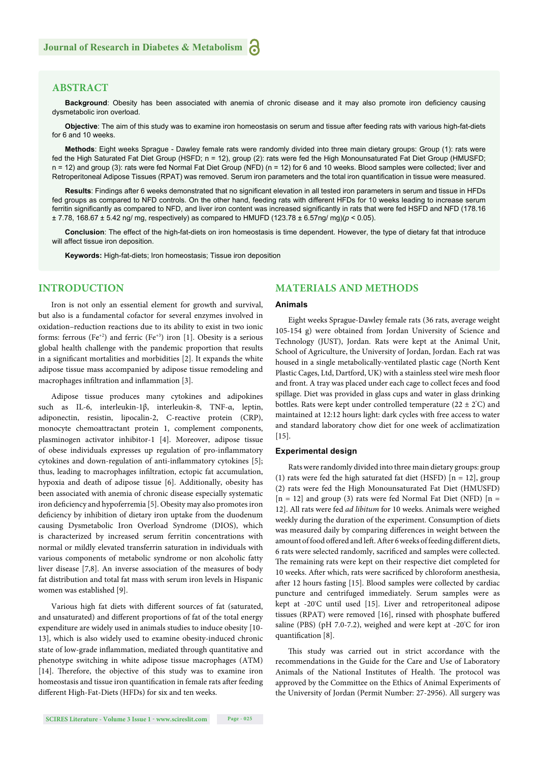## ABSTRACT

**Background**: Obesity has been associated with anemia of chronic disease and it may also promote iron deficiency causing dysmetabolic iron overload.

**Objective**: The aim of this study was to examine iron homeostasis on serum and tissue after feeding rats with various high-fat-diets for 6 and 10 weeks.

**Methods**: Eight weeks Sprague - Dawley female rats were randomly divided into three main dietary groups: Group (1): rats were fed the High Saturated Fat Diet Group (HSFD; n = 12), group (2): rats were fed the High Monounsaturated Fat Diet Group (HMUSFD; n = 12) and group (3): rats were fed Normal Fat Diet Group (NFD) (n = 12) for 6 and 10 weeks. Blood samples were collected; liver and Retroperitoneal Adipose Tissues (RPAT) was removed. Serum iron parameters and the total iron quantification in tissue were measured.

**Results**: Findings after 6 weeks demonstrated that no significant elevation in all tested iron parameters in serum and tissue in HFDs fed groups as compared to NFD controls. On the other hand, feeding rats with different HFDs for 10 weeks leading to increase serum ferritin significantly as compared to NFD, and liver iron content was increased significantly in rats that were fed HSFD and NFD (178.16 ± 7.78, 168.67 ± 5.42 ng/ mg, respectively) as compared to HMUFD (123.78 ± 6.57ng/ mg)($p < 0.05$).

**Conclusion**: The effect of the high-fat-diets on iron homeostasis is time dependent. However, the type of dietary fat that introduce will affect tissue iron deposition.

**Keywords:** High-fat-diets; Iron homeostasis; Tissue iron deposition

## INTRODUCTION

Iron is not only an essential element for growth and survival, but also is a fundamental cofactor for several enzymes involved in oxidation–reduction reactions due to its ability to exist in two ionic forms: ferrous ($Fe^{+2}$) and ferric ($Fe^{+3}$) iron [1]. Obesity is a serious global health challenge with the pandemic proportion that results in a significant mortalities and morbidities [2]. It expands the white adipose tissue mass accompanied by adipose tissue remodeling and macrophages infiltration and inflammation [3].

Adipose tissue produces many cytokines and adipokines such as IL-6, interleukin-1β, interleukin-8, TNF-α, leptin, adiponectin, resistin, lipocalin-2, C-reactive protein (CRP), monocyte chemoattractant protein 1, complement components, plasminogen activator inhibitor-1 [4]. Moreover, adipose tissue of obese individuals expresses up regulation of pro-inflammatory cytokines and down-regulation of anti-inflammatory cytokines [5]; thus, leading to macrophages infiltration, ectopic fat accumulation, hypoxia and death of adipose tissue [6]. Additionally, obesity has been associated with anemia of chronic disease especially systematic iron deficiency and hypoferremia [5]. Obesity may also promotes iron deficiency by inhibition of dietary iron uptake from the duodenum causing Dysmetabolic Iron Overload Syndrome (DIOS), which is characterized by increased serum ferritin concentrations with normal or mildly elevated transferrin saturation in individuals with various components of metabolic syndrome or non alcoholic fatty liver disease [7,8]. An inverse association of the measures of body fat distribution and total fat mass with serum iron levels in Hispanic women was established [9].

Various high fat diets with different sources of fat (saturated, and unsaturated) and different proportions of fat of the total energy expenditure are widely used in animals studies to induce obesity [10-13], which is also widely used to examine obesity-induced chronic state of low-grade inflammation, mediated through quantitative and phenotype switching in white adipose tissue macrophages (ATM) [14]. Therefore, the objective of this study was to examine iron homeostasis and tissue iron quantification in female rats after feeding different High-Fat-Diets (HFDs) for six and ten weeks.

## MATERIALS AND METHODS

### Animals

Eight weeks Sprague-Dawley female rats (36 rats, average weight 105-154 g) were obtained from Jordan University of Science and Technology (JUST), Jordan. Rats were kept at the Animal Unit, School of Agriculture, the University of Jordan, Jordan. Each rat was housed in a single metabolically-ventilated plastic cage (North Kent Plastic Cages, Ltd, Dartford, UK) with a stainless steel wire mesh floor and front. A tray was placed under each cage to collect feces and food spillage. Diet was provided in glass cups and water in glass drinking bottles. Rats were kept under controlled temperature (22 ± 2°C) and maintained at 12:12 hours light: dark cycles with free access to water and standard laboratory chow diet for one week of acclimatization [15].

### Experimental design

Rats were randomly divided into three main dietary groups: group (1) rats were fed the high saturated fat diet (HSFD) [n = 12], group (2) rats were fed the High Monounsaturated Fat Diet (HMUSFD) [n = 12] and group (3) rats were fed Normal Fat Diet (NFD) [n = 12]. All rats were fed *ad libitum* for 10 weeks. Animals were weighed weekly during the duration of the experiment. Consumption of diets was measured daily by comparing differences in weight between the amount of food offered and left. After 6 weeks of feeding different diets, 6 rats were selected randomly, sacrificed and samples were collected. The remaining rats were kept on their respective diet completed for 10 weeks. After which, rats were sacrificed by chloroform anesthesia, after 12 hours fasting [15]. Blood samples were collected by cardiac puncture and centrifuged immediately. Serum samples were as kept at -20°C until used [15]. Liver and retroperitoneal adipose tissues (RPAT) were removed [16], rinsed with phosphate buffered saline (PBS) (pH 7.0-7.2), weighed and were kept at -20°C for iron quantification [8].

This study was carried out in strict accordance with the recommendations in the Guide for the Care and Use of Laboratory Animals of the National Institutes of Health. The protocol was approved by the Committee on the Ethics of Animal Experiments of the University of Jordan (Permit Number: 27-2956). All surgery was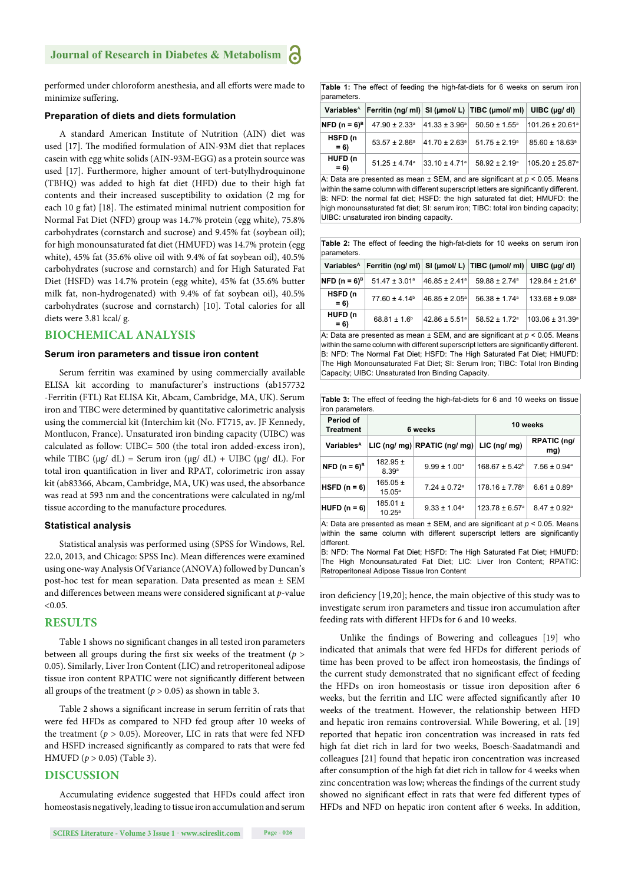performed under chloroform anesthesia, and all efforts were made to minimize suffering.

### Preparation of diets and diets formulation

A standard American Institute of Nutrition (AIN) diet was used [17]. The modified formulation of AIN-93M diet that replaces casein with egg white solids (AIN-93M-EGG) as a protein source was used [17]. Furthermore, higher amount of tert-butylhydroquinone (TBHQ) was added to high fat diet (HFD) due to their high fat contents and their increased susceptibility to oxidation (2 mg for each 10 g fat) [18]. The estimated minimal nutrient composition for Normal Fat Diet (NFD) group was 14.7% protein (egg white), 75.8% carbohydrates (cornstarch and sucrose) and 9.45% fat (soybean oil); for high monounsaturated fat diet (HMUFD) was 14.7% protein (egg white), 45% fat (35.6% olive oil with 9.4% of fat soybean oil), 40.5% carbohydrates (sucrose and cornstarch) and for High Saturated Fat Diet (HSFD) was 14.7% protein (egg white), 45% fat (35.6% butter milk fat, non-hydrogenated) with 9.4% of fat soybean oil), 40.5% carbohydrates (sucrose and cornstarch) [10]. Total calories for all diets were 3.81 kcal/ g.

## BIOCHEMICAL ANALYSIS

### Serum iron parameters and tissue iron content

Serum ferritin was examined by using commercially available ELISA kit according to manufacturer's instructions (ab157732 -Ferritin (FTL) Rat ELISA Kit, Abcam, Cambridge, MA, UK). Serum iron and TIBC were determined by quantitative calorimetric analysis using the commercial kit (Interchim kit (No. FT715, av. JF Kennedy, Montlucon, France). Unsaturated iron binding capacity (UIBC) was calculated as follow: UIBC= 500 (the total iron added-excess iron), while TIBC (μg/ dL) = Serum iron (μg/ dL) + UIBC (μg/ dL). For total iron quantification in liver and RPAT, colorimetric iron assay kit (ab83366, Abcam, Cambridge, MA, UK) was used, the absorbance was read at 593 nm and the concentrations were calculated in ng/ml tissue according to the manufacture procedures.

### Statistical analysis

Statistical analysis was performed using (SPSS for Windows, Rel. 22.0, 2013, and Chicago: SPSS Inc). Mean differences were examined using one-way Analysis Of Variance (ANOVA) followed by Duncan's post-hoc test for mean separation. Data presented as mean ± SEM and differences between means were considered significant at *p*-value <0.05.

## RESULTS

Table 1 shows no significant changes in all tested iron parameters between all groups during the first six weeks of the treatment ($p > 0.05$). Similarly, Liver Iron Content (LIC) and retroperitoneal adipose tissue iron content RPATIC were not significantly different between all groups of the treatment ($p > 0.05$) as shown in table 3.

Table 2 shows a significant increase in serum ferritin of rats that were fed HFDs as compared to NFD fed group after 10 weeks of the treatment ($p > 0.05$). Moreover, LIC in rats that were fed NFD and HSFD increased significantly as compared to rats that were fed HMUFD ($p > 0.05$) (Table 3).

## DISCUSSION

Accumulating evidence suggested that HFDs could affect iron homeostasis negatively, leading to tissue iron accumulation and serum iron deficiency [19,20]; hence, the main objective of this study was to investigate serum iron parameters and tissue iron accumulation after feeding rats with different HFDs for 6 and 10 weeks.

Unlike the findings of Bowering and colleagues [19] who indicated that animals that were fed HFDs for different periods of time has been proved to be affect iron homeostasis, the findings of the current study demonstrated that no significant effect of feeding the HFDs on iron homeostasis or tissue iron deposition after 6 weeks, but the ferritin and LIC were affected significantly after 10 weeks of the treatment. However, the relationship between HFD and hepatic iron remains controversial. While Bowering, et al. [19] reported that hepatic iron concentration was increased in rats fed high fat diet rich in lard for two weeks, Boesch-Saadatmandi and colleagues [21] found that hepatic iron concentration was increased after consumption of the high fat diet rich in tallow for 4 weeks when zinc concentration was low; whereas the findings of the current study showed no significant effect in rats that were fed different types of HFDs and NFD on hepatic iron content after 6 weeks. In addition,

**Table 1:** The effect of feeding the high-fat-diets for 6 weeks on serum iron parameters.

| Variables[A] | Ferritin (ng/ ml) | SI (μmol/ L) | TIBC (μmol/ ml) | UIBC (μg/ dl) |
|---|---|---|---|---|
| NFD (n = 6)[B] | 47.90 ± 2.33[a] | 41.33 ± 3.96[a] | 50.50 ± 1.55[a] | 101.26 ± 20.61[a] |
| HSFD (n = 6) | 53.57 ± 2.86[a] | 41.70 ± 2.63[a] | 51.75 ± 2.19[a] | 85.60 ± 18.63[a] |
| HUFD (n = 6) | 51.25 ± 4.74[a] | 33.10 ± 4.71[a] | 58.92 ± 2.19[a] | 105.20 ± 25.87[a] |

A: Data are presented as mean ± SEM, and are significant at $p < 0.05$. Means within the same column with different superscript letters are significantly different.
B: NFD: the normal fat diet; HSFD: the high saturated fat diet; HMUFD: the high monounsaturated fat diet; SI: serum iron; TIBC: total iron binding capacity; UIBC: unsaturated iron binding capacity.

**Table 2:** The effect of feeding the high-fat-diets for 10 weeks on serum iron parameters.

| Variables[A] | Ferritin (ng/ ml) | SI (μmol/ L) | TIBC (μmol/ ml) | UIBC (μg/ dl) |
|---|---|---|---|---|
| NFD (n = 6)[B] | 51.47 ± 3.01[a] | 46.85 ± 2.41[a] | 59.88 ± 2.74[a] | 129.84 ± 21.6[a] |
| HSFD (n = 6) | 77.60 ± 4.14[b] | 46.85 ± 2.05[a] | 56.38 ± 1.74[a] | 133.68 ± 9.08[a] |
| HUFD (n = 6) | 68.81 ± 1.6[b] | 42.86 ± 5.51[a] | 58.52 ± 1.72[a] | 103.06 ± 31.39[a] |

A: Data are presented as mean ± SEM, and are significant at $p < 0.05$. Means within the same column with different superscript letters are significantly different.
B: NFD: The Normal Fat Diet; HSFD: The High Saturated Fat Diet; HMUFD: The High Monounsaturated Fat Diet; SI: Serum Iron; TIBC: Total Iron Binding Capacity; UIBC: Unsaturated Iron Binding Capacity.

**Table 3:** The effect of feeding the high-fat-diets for 6 and 10 weeks on tissue iron parameters.

| Period of Treatment | 6 weeks | | 10 weeks | |
|---|---|---|---|---|
| Variables[A] | LIC (ng/ mg) | RPATIC (ng/ mg) | LIC (ng/ mg) | RPATIC (ng/ mg) |
| NFD (n = 6)[B] | 182.95 ± 8.39[a] | 9.99 ± 1.00[a] | 168.67 ± 5.42[b] | 7.56 ± 0.94[a] |
| HSFD (n = 6) | 165.05 ± 15.05[a] | 7.24 ± 0.72[a] | 178.16 ± 7.78[b] | 6.61 ± 0.89[a] |
| HUFD (n = 6) | 185.01 ± 10.25[a] | 9.33 ± 1.04[a] | 123.78 ± 6.57[a] | 8.47 ± 0.92[a] |

A: Data are presented as mean ± SEM, and are significant at $p < 0.05$. Means within the same column with different superscript letters are significantly different.
B: NFD: The Normal Fat Diet; HSFD: The High Saturated Fat Diet; HMUFD: The High Monounsaturated Fat Diet; LIC: Liver Iron Content; RPATIC: Retroperitoneal Adipose Tissue Iron Content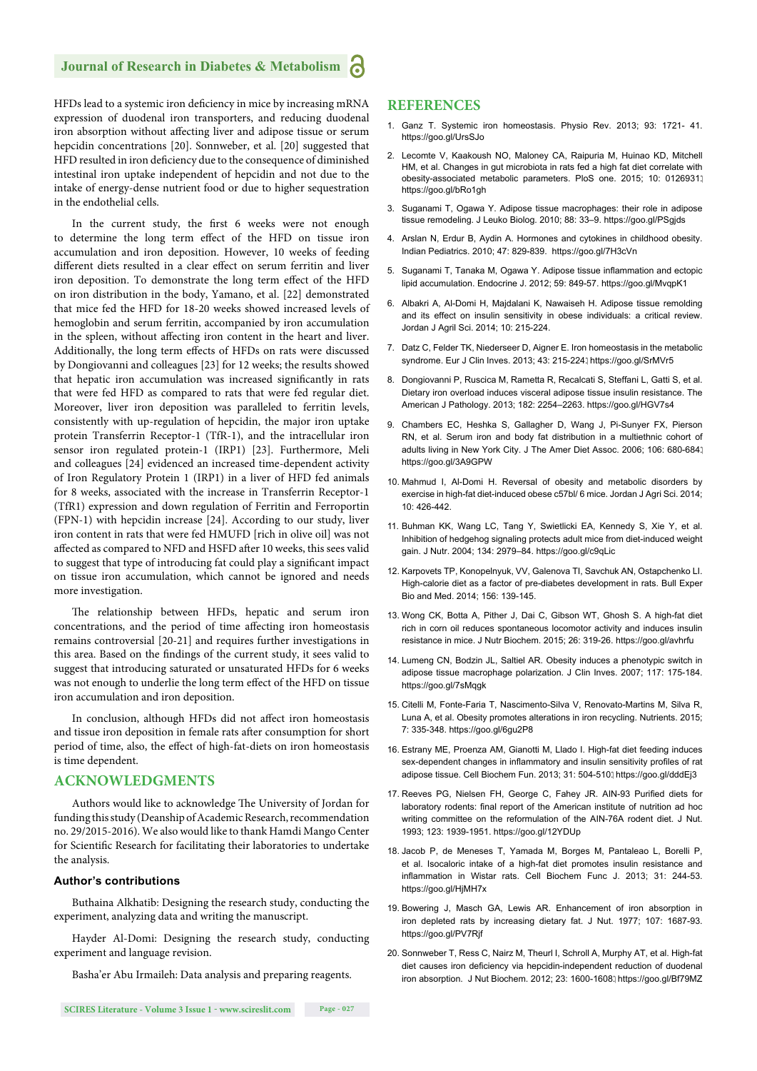HFDs lead to a systemic iron deficiency in mice by increasing mRNA expression of duodenal iron transporters, and reducing duodenal iron absorption without affecting liver and adipose tissue or serum hepcidin concentrations [20]. Sonnweber, et al. [20] suggested that HFD resulted in iron deficiency due to the consequence of diminished intestinal iron uptake independent of hepcidin and not due to the intake of energy-dense nutrient food or due to higher sequestration in the endothelial cells.

In the current study, the first 6 weeks were not enough to determine the long term effect of the HFD on tissue iron accumulation and iron deposition. However, 10 weeks of feeding different diets resulted in a clear effect on serum ferritin and liver iron deposition. To demonstrate the long term effect of the HFD on iron distribution in the body, Yamano, et al. [22] demonstrated that mice fed the HFD for 18-20 weeks showed increased levels of hemoglobin and serum ferritin, accompanied by iron accumulation in the spleen, without affecting iron content in the heart and liver. Additionally, the long term effects of HFDs on rats were discussed by Dongiovanni and colleagues [23] for 12 weeks; the results showed that hepatic iron accumulation was increased significantly in rats that were fed HFD as compared to rats that were fed regular diet. Moreover, liver iron deposition was paralleled to ferritin levels, consistently with up-regulation of hepcidin, the major iron uptake protein Transferrin Receptor-1 (TfR-1), and the intracellular iron sensor iron regulated protein-1 (IRP1) [23]. Furthermore, Meli and colleagues [24] evidenced an increased time-dependent activity of Iron Regulatory Protein 1 (IRP1) in a liver of HFD fed animals for 8 weeks, associated with the increase in Transferrin Receptor-1 (TfR1) expression and down regulation of Ferritin and Ferroportin (FPN-1) with hepcidin increase [24]. According to our study, liver iron content in rats that were fed HMUFD [rich in olive oil] was not affected as compared to NFD and HSFD after 10 weeks, this sees valid to suggest that type of introducing fat could play a significant impact on tissue iron accumulation, which cannot be ignored and needs more investigation.

The relationship between HFDs, hepatic and serum iron concentrations, and the period of time affecting iron homeostasis remains controversial [20-21] and requires further investigations in this area. Based on the findings of the current study, it sees valid to suggest that introducing saturated or unsaturated HFDs for 6 weeks was not enough to underlie the long term effect of the HFD on tissue iron accumulation and iron deposition.

In conclusion, although HFDs did not affect iron homeostasis and tissue iron deposition in female rats after consumption for short period of time, also, the effect of high-fat-diets on iron homeostasis is time dependent.

## ACKNOWLEDGMENTS

Authors would like to acknowledge The University of Jordan for funding this study (Deanship of Academic Research, recommendation no. 29/2015-2016). We also would like to thank Hamdi Mango Center for Scientific Research for facilitating their laboratories to undertake the analysis.

### Author's contributions

Buthaina Alkhatib: Designing the research study, conducting the experiment, analyzing data and writing the manuscript.

Hayder Al-Domi: Designing the research study, conducting experiment and language revision.

Basha'er Abu Irmaileh: Data analysis and preparing reagents.

## REFERENCES

1. Ganz T. Systemic iron homeostasis. Physio Rev. 2013; 93: 1721- 41. https://goo.gl/UrsSJo
2. Lecomte V, Kaakoush NO, Maloney CA, Raipuria M, Huinao KD, Mitchell HM, et al. Changes in gut microbiota in rats fed a high fat diet correlate with obesity-associated metabolic parameters. PloS one. 2015; 10: 0126931. https://goo.gl/bRo1gh
3. Suganami T, Ogawa Y. Adipose tissue macrophages: their role in adipose tissue remodeling. J Leuko Biolog. 2010; 88: 33–9. https://goo.gl/PSgjds
4. Arslan N, Erdur B, Aydin A. Hormones and cytokines in childhood obesity. Indian Pediatrics. 2010; 47: 829-839. https://goo.gl/7H3cVn
5. Suganami T, Tanaka M, Ogawa Y. Adipose tissue inflammation and ectopic lipid accumulation. Endocrine J. 2012; 59: 849-57. https://goo.gl/MvqpK1
6. Albakri A, Al-Domi H, Majdalani K, Nawaiseh H. Adipose tissue remolding and its effect on insulin sensitivity in obese individuals: a critical review. Jordan J Agril Sci. 2014; 10: 215-224.
7. Datz C, Felder TK, Niederseer D, Aigner E. Iron homeostasis in the metabolic syndrome. Eur J Clin Inves. 2013; 43: 215-224. https://goo.gl/SrMVr5
8. Dongiovanni P, Ruscica M, Rametta R, Recalcati S, Steffani L, Gatti S, et al. Dietary iron overload induces visceral adipose tissue insulin resistance. The American J Pathology. 2013; 182: 2254–2263. https://goo.gl/HGV7s4
9. Chambers EC, Heshka S, Gallagher D, Wang J, Pi-Sunyer FX, Pierson RN, et al. Serum iron and body fat distribution in a multiethnic cohort of adults living in New York City. J The Amer Diet Assoc. 2006; 106: 680-684. https://goo.gl/3A9GPW
10. Mahmud I, Al-Domi H. Reversal of obesity and metabolic disorders by exercise in high-fat diet-induced obese c57bl/ 6 mice. Jordan J Agri Sci. 2014; 10: 426-442.
11. Buhman KK, Wang LC, Tang Y, Swietlicki EA, Kennedy S, Xie Y, et al. Inhibition of hedgehog signaling protects adult mice from diet-induced weight gain. J Nutr. 2004; 134: 2979–84. https://goo.gl/c9qLic
12. Karpovets TP, Konopelnyuk, VV, Galenova TI, Savchuk AN, Ostapchenko LI. High-calorie diet as a factor of pre-diabetes development in rats. Bull Exper Bio and Med. 2014; 156: 139-145.
13. Wong CK, Botta A, Pither J, Dai C, Gibson WT, Ghosh S. A high-fat diet rich in corn oil reduces spontaneous locomotor activity and induces insulin resistance in mice. J Nutr Biochem. 2015; 26: 319-26. https://goo.gl/avhrfu
14. Lumeng CN, Bodzin JL, Saltiel AR. Obesity induces a phenotypic switch in adipose tissue macrophage polarization. J Clin Inves. 2007; 117: 175-184. https://goo.gl/7sMqgk
15. Citelli M, Fonte-Faria T, Nascimento-Silva V, Renovato-Martins M, Silva R, Luna A, et al. Obesity promotes alterations in iron recycling. Nutrients. 2015; 7: 335-348. https://goo.gl/6gu2P8
16. Estrany ME, Proenza AM, Gianotti M, Llado I. High-fat diet feeding induces sex-dependent changes in inflammatory and insulin sensitivity profiles of rat adipose tissue. Cell Biochem Fun. 2013; 31: 504-510. https://goo.gl/dddEj3
17. Reeves PG, Nielsen FH, George C, Fahey JR. AIN-93 Purified diets for laboratory rodents: final report of the American institute of nutrition ad hoc writing committee on the reformulation of the AIN-76A rodent diet. J Nut. 1993; 123: 1939-1951. https://goo.gl/12YDUp
18. Jacob P, de Meneses T, Yamada M, Borges M, Pantaleao L, Borelli P, et al. Isocaloric intake of a high-fat diet promotes insulin resistance and inflammation in Wistar rats. Cell Biochem Func J. 2013; 31: 244-53. https://goo.gl/HjMH7x
19. Bowering J, Masch GA, Lewis AR. Enhancement of iron absorption in iron depleted rats by increasing dietary fat. J Nut. 1977; 107: 1687-93. https://goo.gl/PV7Rjf
20. Sonnweber T, Ress C, Nairz M, Theurl I, Schroll A, Murphy AT, et al. High-fat diet causes iron deficiency via hepcidin-independent reduction of duodenal iron absorption. J Nut Biochem. 2012; 23: 1600-1608. https://goo.gl/Bf79MZ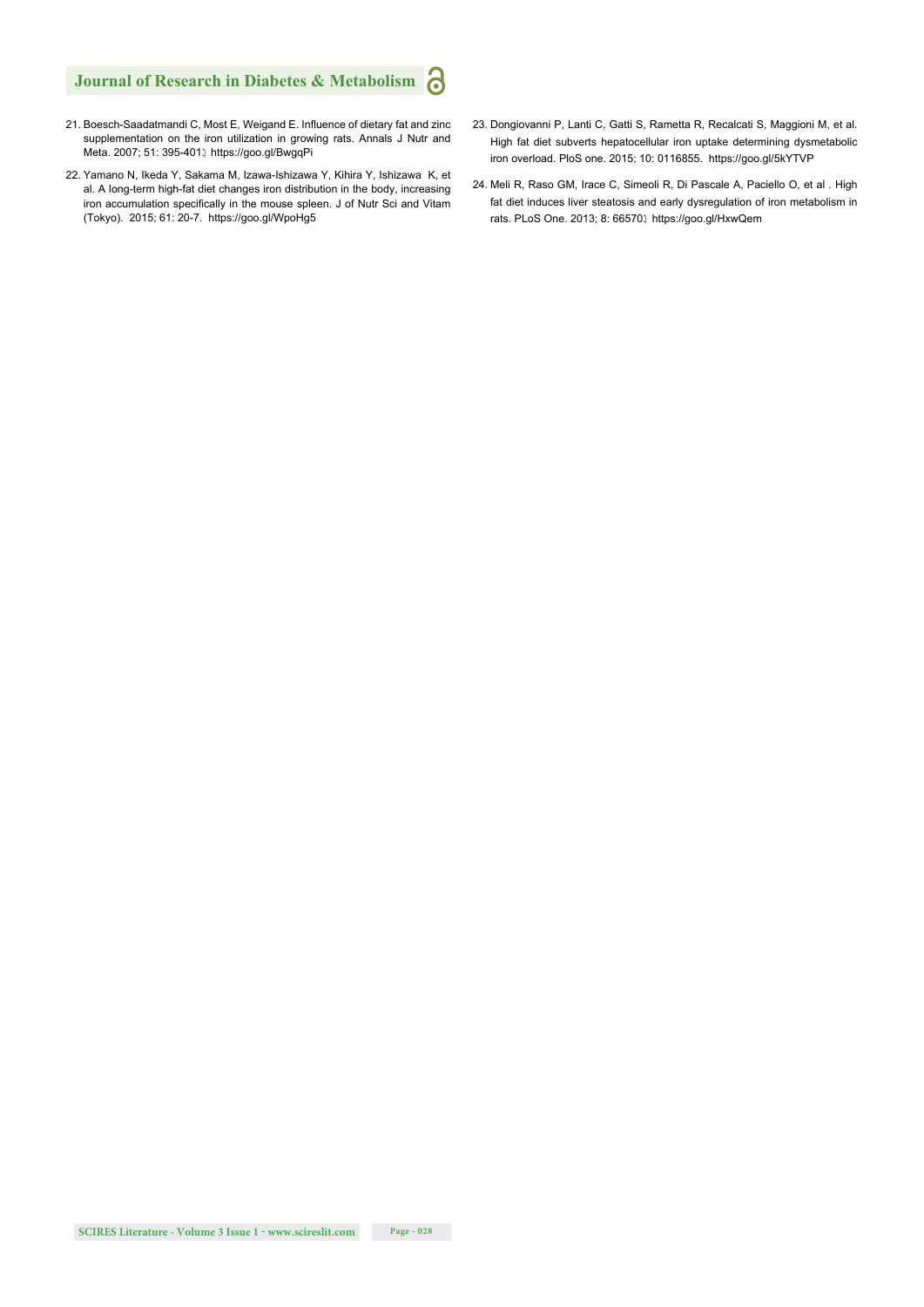21. Boesch-Saadatmandi C, Most E, Weigand E. Influence of dietary fat and zinc supplementation on the iron utilization in growing rats. Annals J Nutr and Meta. 2007; 51: 395-401. https://goo.gl/BwgqPi

22. Yamano N, Ikeda Y, Sakama M, Izawa-Ishizawa Y, Kihira Y, Ishizawa K, et al. A long-term high-fat diet changes iron distribution in the body, increasing iron accumulation specifically in the mouse spleen. J of Nutr Sci and Vitam (Tokyo). 2015; 61: 20-7. https://goo.gl/WpoHg5

23. Dongiovanni P, Lanti C, Gatti S, Rametta R, Recalcati S, Maggioni M, et al. High fat diet subverts hepatocellular iron uptake determining dysmetabolic iron overload. PloS one. 2015; 10: 0116855. https://goo.gl/5kYTVP

24. Meli R, Raso GM, Irace C, Simeoli R, Di Pascale A, Paciello O, et al . High fat diet induces liver steatosis and early dysregulation of iron metabolism in rats. PLoS One. 2013; 8: 66570. https://goo.gl/HxwQem